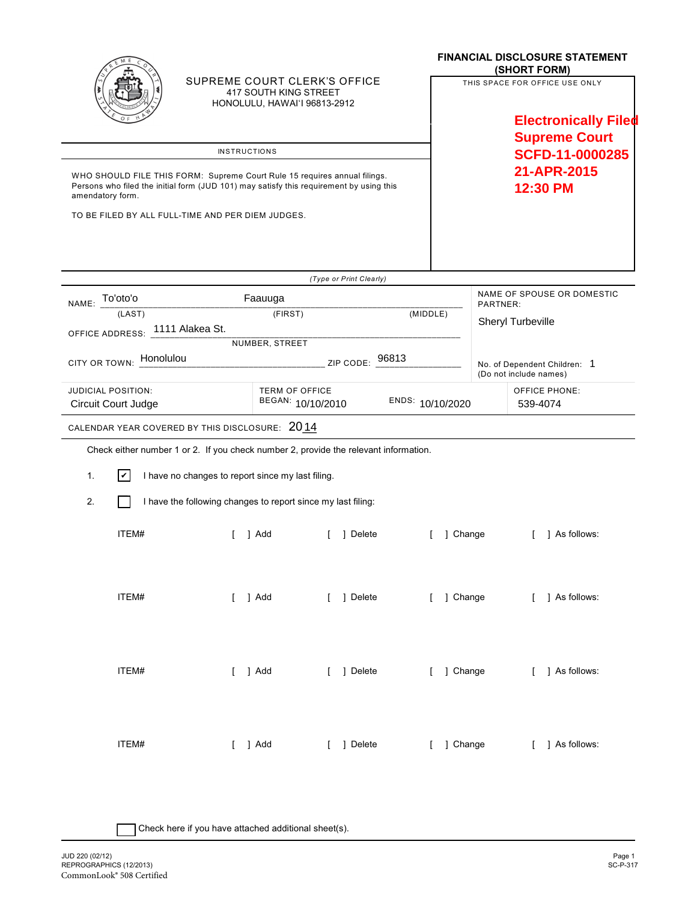SUPREME COURT CLERK'S OFFICE
417 SOUTH KING STREET
HONOLULU, HAWAI'I 96813-2912

# FINANCIAL DISCLOSURE STATEMENT
## (SHORT FORM)

THIS SPACE FOR OFFICE USE ONLY

**Electronically Filed**
**Supreme Court**
**SCFD-11-0000285**
**21-APR-2015**
**12:30 PM**

INSTRUCTIONS

WHO SHOULD FILE THIS FORM: Supreme Court Rule 15 requires annual filings. Persons who filed the initial form (JUD 101) may satisfy this requirement by using this amendatory form.

TO BE FILED BY ALL FULL-TIME AND PER DIEM JUDGES.

*(Type or Print Clearly)*

NAME: To'oto'o (LAST) Faauuga (FIRST) (MIDDLE)

NAME OF SPOUSE OR DOMESTIC PARTNER: Sheryl Turbeville

OFFICE ADDRESS: 1111 Alakea St. (NUMBER, STREET)

CITY OR TOWN: Honolulou ZIP CODE: 96813

No. of Dependent Children: 1 (Do not include names)

JUDICIAL POSITION: Circuit Court Judge

TERM OF OFFICE BEGAN: 10/10/2010 ENDS: 10/10/2020

OFFICE PHONE: 539-4074

CALENDAR YEAR COVERED BY THIS DISCLOSURE: 2014

Check either number 1 or 2. If you check number 2, provide the relevant information.

1. [✔] I have no changes to report since my last filing.

2. [ ] I have the following changes to report since my last filing:

ITEM# [ ] Add [ ] Delete [ ] Change [ ] As follows:

ITEM# [ ] Add [ ] Delete [ ] Change [ ] As follows:

ITEM# [ ] Add [ ] Delete [ ] Change [ ] As follows:

ITEM# [ ] Add [ ] Delete [ ] Change [ ] As follows:

[ ] Check here if you have attached additional sheet(s).

JUD 220 (02/12)
REPROGRAPHICS (12/2013)
CommonLook® 508 Certified

SC-P-317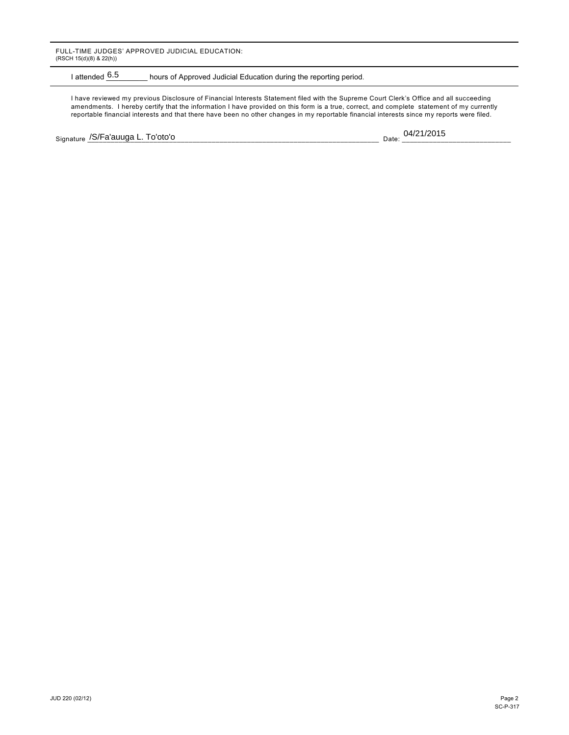FULL-TIME JUDGES' APPROVED JUDICIAL EDUCATION:
(RSCH 15(d)(8) & 22(h))

I attended 6.5 hours of Approved Judicial Education during the reporting period.

I have reviewed my previous Disclosure of Financial Interests Statement filed with the Supreme Court Clerk's Office and all succeeding amendments. I hereby certify that the information I have provided on this form is a true, correct, and complete statement of my currently reportable financial interests and that there have been no other changes in my reportable financial interests since my reports were filed.

Signature /S/Fa'auuga L. To'oto'o Date: 04/21/2015

JUD 220 (02/12)

SC-P-317